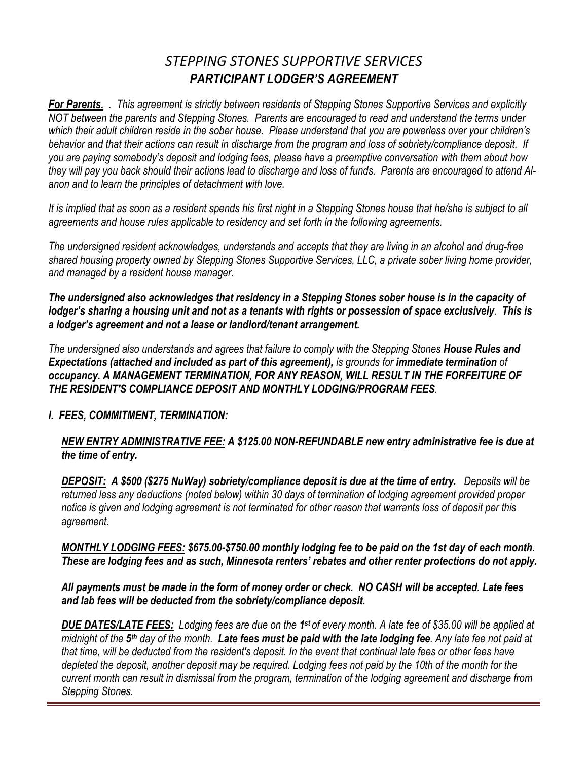# *STEPPING STONES SUPPORTIVE SERVICES*
## ***PARTICIPANT LODGER'S AGREEMENT***

***For Parents.*** *. This agreement is strictly between residents of Stepping Stones Supportive Services and explicitly NOT between the parents and Stepping Stones. Parents are encouraged to read and understand the terms under which their adult children reside in the sober house. Please understand that you are powerless over your children's behavior and that their actions can result in discharge from the program and loss of sobriety/compliance deposit. If you are paying somebody's deposit and lodging fees, please have a preemptive conversation with them about how they will pay you back should their actions lead to discharge and loss of funds. Parents are encouraged to attend Al-anon and to learn the principles of detachment with love.*

*It is implied that as soon as a resident spends his first night in a Stepping Stones house that he/she is subject to all agreements and house rules applicable to residency and set forth in the following agreements.*

*The undersigned resident acknowledges, understands and accepts that they are living in an alcohol and drug-free shared housing property owned by Stepping Stones Supportive Services, LLC, a private sober living home provider, and managed by a resident house manager.*

***The undersigned also acknowledges that residency in a Stepping Stones sober house is in the capacity of lodger's sharing a housing unit and not as a tenants with rights or possession of space exclusively**. **This is a lodger's agreement and not a lease or landlord/tenant arrangement.***

*The undersigned also understands and agrees that failure to comply with the Stepping Stones **House Rules and Expectations (attached and included as part of this agreement),** is grounds for **immediate termination** of **occupancy. A MANAGEMENT TERMINATION, FOR ANY REASON, WILL RESULT IN THE FORFEITURE OF THE RESIDENT'S COMPLIANCE DEPOSIT AND MONTHLY LODGING/PROGRAM FEES**.*

### *I. FEES, COMMITMENT, TERMINATION:*

***NEW ENTRY ADMINISTRATIVE FEE:** A $125.00 NON-REFUNDABLE new entry administrative fee is due at the time of entry.*

***DEPOSIT:** A $500 ($275 NuWay) sobriety/compliance deposit is due at the time of entry.* *Deposits will be returned less any deductions (noted below) within 30 days of termination of lodging agreement provided proper notice is given and lodging agreement is not terminated for other reason that warrants loss of deposit per this agreement.*

***MONTHLY LODGING FEES:** $675.00-$750.00 monthly lodging fee to be paid on the 1st day of each month. These are lodging fees and as such, Minnesota renters' rebates and other renter protections do not apply.*

***All payments must be made in the form of money order or check. NO CASH will be accepted. Late fees and lab fees will be deducted from the sobriety/compliance deposit.***

***DUE DATES/LATE FEES:*** *Lodging fees are due on the **1st** of every month. A late fee of $35.00 will be applied at midnight of the **5th** day of the month. **Late fees must be paid with the late lodging fee**. Any late fee not paid at that time, will be deducted from the resident's deposit. In the event that continual late fees or other fees have depleted the deposit, another deposit may be required. Lodging fees not paid by the 10th of the month for the current month can result in dismissal from the program, termination of the lodging agreement and discharge from Stepping Stones.*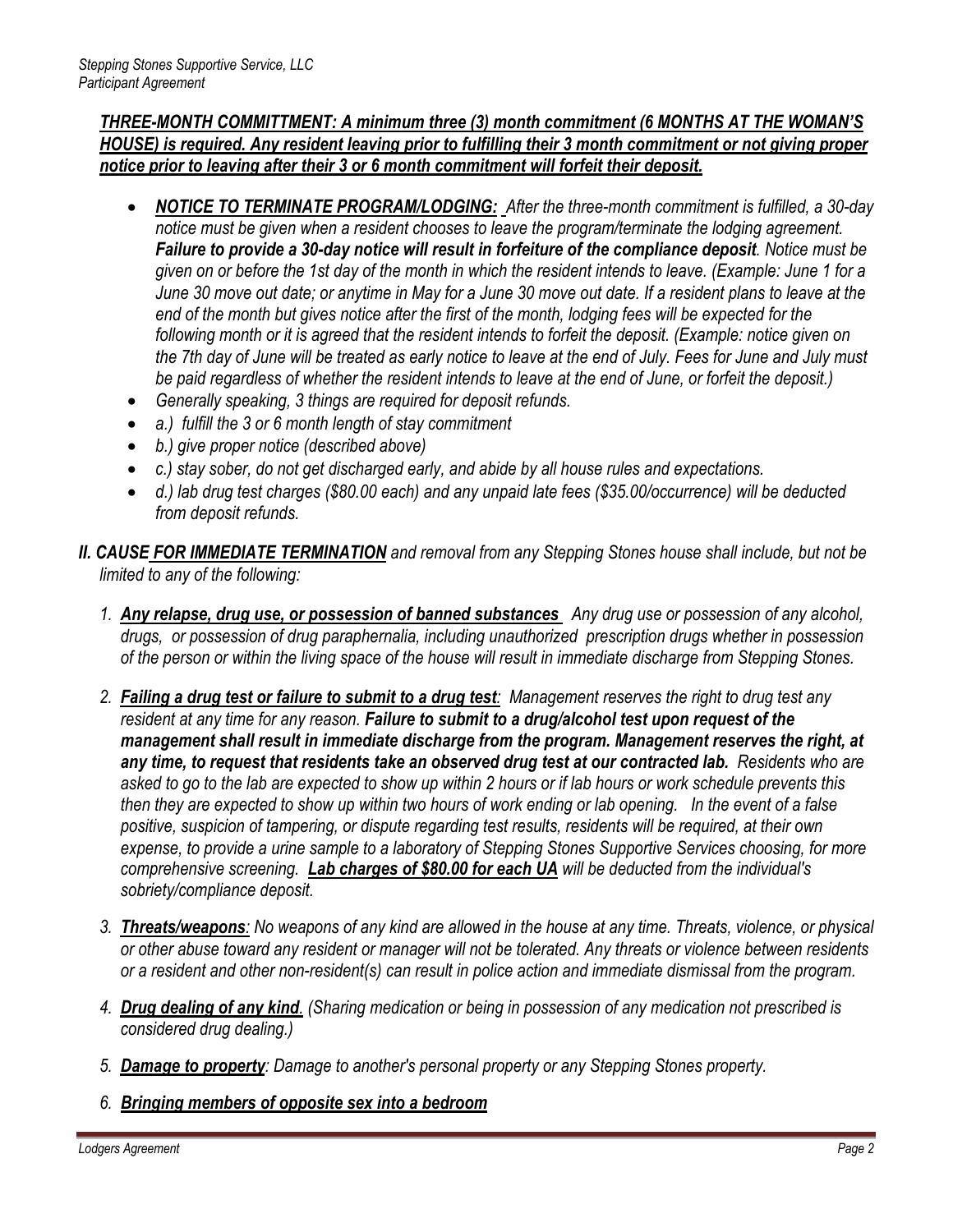***THREE-MONTH COMMITTMENT: A minimum three (3) month commitment (6 MONTHS AT THE WOMAN'S HOUSE) is required. Any resident leaving prior to fulfilling their 3 month commitment or not giving proper notice prior to leaving after their 3 or 6 month commitment will forfeit their deposit.***

- ***NOTICE TO TERMINATE PROGRAM/LODGING:*** *After the three-month commitment is fulfilled, a 30-day notice must be given when a resident chooses to leave the program/terminate the lodging agreement.* ***Failure to provide a 30-day notice will result in forfeiture of the compliance deposit****. Notice must be given on or before the 1st day of the month in which the resident intends to leave. (Example: June 1 for a June 30 move out date; or anytime in May for a June 30 move out date. If a resident plans to leave at the end of the month but gives notice after the first of the month, lodging fees will be expected for the following month or it is agreed that the resident intends to forfeit the deposit. (Example: notice given on the 7th day of June will be treated as early notice to leave at the end of July. Fees for June and July must be paid regardless of whether the resident intends to leave at the end of June, or forfeit the deposit.)*
- *Generally speaking, 3 things are required for deposit refunds.*
- *a.) fulfill the 3 or 6 month length of stay commitment*
- *b.) give proper notice (described above)*
- *c.) stay sober, do not get discharged early, and abide by all house rules and expectations.*
- *d.) lab drug test charges ($80.00 each) and any unpaid late fees ($35.00/occurrence) will be deducted from deposit refunds.*

***II. CAUSE FOR IMMEDIATE TERMINATION*** *and removal from any Stepping Stones house shall include, but not be limited to any of the following:*

1. ***Any relapse, drug use, or possession of banned substances*** *Any drug use or possession of any alcohol, drugs, or possession of drug paraphernalia, including unauthorized prescription drugs whether in possession of the person or within the living space of the house will result in immediate discharge from Stepping Stones.*

2. ***Failing a drug test or failure to submit to a drug test****: Management reserves the right to drug test any resident at any time for any reason.* ***Failure to submit to a drug/alcohol test upon request of the management shall result in immediate discharge from the program. Management reserves the right, at any time, to request that residents take an observed drug test at our contracted lab.*** *Residents who are asked to go to the lab are expected to show up within 2 hours or if lab hours or work schedule prevents this then they are expected to show up within two hours of work ending or lab opening. In the event of a false positive, suspicion of tampering, or dispute regarding test results, residents will be required, at their own expense, to provide a urine sample to a laboratory of Stepping Stones Supportive Services choosing, for more comprehensive screening.* ***Lab charges of $80.00 for each UA*** *will be deducted from the individual's sobriety/compliance deposit.*

3. ***Threats/weapons****: No weapons of any kind are allowed in the house at any time. Threats, violence, or physical or other abuse toward any resident or manager will not be tolerated. Any threats or violence between residents or a resident and other non-resident(s) can result in police action and immediate dismissal from the program.*

4. ***Drug dealing of any kind.*** *(Sharing medication or being in possession of any medication not prescribed is considered drug dealing.)*

5. ***Damage to property****: Damage to another's personal property or any Stepping Stones property.*

6. ***Bringing members of opposite sex into a bedroom***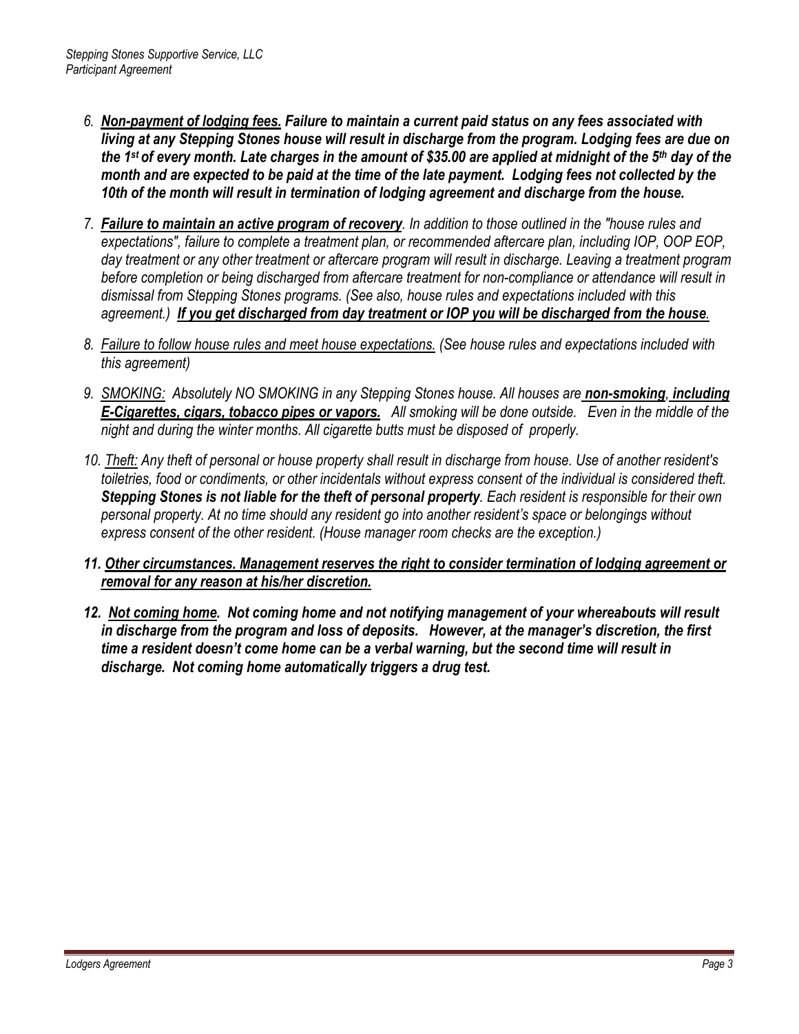6. ***Non-payment of lodging fees.* Failure to maintain a current paid status on any fees associated with living at any Stepping Stones house will result in discharge from the program. Lodging fees are due on the 1st of every month. Late charges in the amount of $35.00 are applied at midnight of the 5th day of the month and are expected to be paid at the time of the late payment. Lodging fees not collected by the 10th of the month will result in termination of lodging agreement and discharge from the house.**

7. ***Failure to maintain an active program of recovery***. *In addition to those outlined in the "house rules and expectations", failure to complete a treatment plan, or recommended aftercare plan, including IOP, OOP EOP, day treatment or any other treatment or aftercare program will result in discharge. Leaving a treatment program before completion or being discharged from aftercare treatment for non-compliance or attendance will result in dismissal from Stepping Stones programs. (See also, house rules and expectations included with this agreement.)* ***If you get discharged from day treatment or IOP you will be discharged from the house.***

8. *Failure to follow house rules and meet house expectations. (See house rules and expectations included with this agreement)*

9. *SMOKING: Absolutely NO SMOKING in any Stepping Stones house. All houses are* ***non-smoking, including E-Cigarettes, cigars, tobacco pipes or vapors.*** *All smoking will be done outside. Even in the middle of the night and during the winter months. All cigarette butts must be disposed of properly.*

10. *Theft: Any theft of personal or house property shall result in discharge from house. Use of another resident's toiletries, food or condiments, or other incidentals without express consent of the individual is considered theft.* ***Stepping Stones is not liable for the theft of personal property****. Each resident is responsible for their own personal property. At no time should any resident go into another resident's space or belongings without express consent of the other resident. (House manager room checks are the exception.)*

11. ***Other circumstances. Management reserves the right to consider termination of lodging agreement or removal for any reason at his/her discretion.***

12. ***Not coming home. Not coming home and not notifying management of your whereabouts will result in discharge from the program and loss of deposits. However, at the manager's discretion, the first time a resident doesn't come home can be a verbal warning, but the second time will result in discharge. Not coming home automatically triggers a drug test.***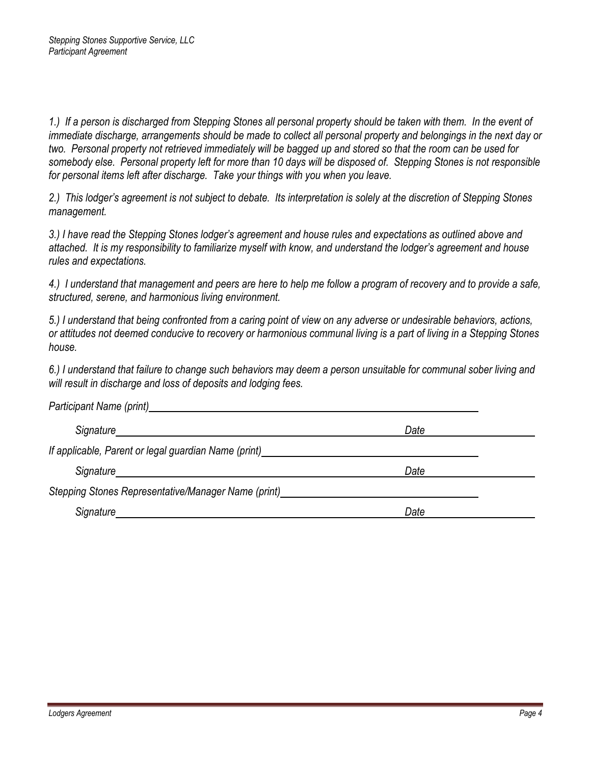*1.) If a person is discharged from Stepping Stones all personal property should be taken with them. In the event of immediate discharge, arrangements should be made to collect all personal property and belongings in the next day or two. Personal property not retrieved immediately will be bagged up and stored so that the room can be used for somebody else. Personal property left for more than 10 days will be disposed of. Stepping Stones is not responsible for personal items left after discharge. Take your things with you when you leave.*

*2.) This lodger's agreement is not subject to debate. Its interpretation is solely at the discretion of Stepping Stones management.*

*3.) I have read the Stepping Stones lodger's agreement and house rules and expectations as outlined above and attached. It is my responsibility to familiarize myself with know, and understand the lodger's agreement and house rules and expectations.*

*4.) I understand that management and peers are here to help me follow a program of recovery and to provide a safe, structured, serene, and harmonious living environment.*

*5.) I understand that being confronted from a caring point of view on any adverse or undesirable behaviors, actions, or attitudes not deemed conducive to recovery or harmonious communal living is a part of living in a Stepping Stones house.*

*6.) I understand that failure to change such behaviors may deem a person unsuitable for communal sober living and will result in discharge and loss of deposits and lodging fees.*

*Participant Name (print)*\_\_\_\_\_\_\_\_\_\_\_\_\_\_\_\_\_\_\_\_\_\_\_\_\_\_\_\_\_\_\_\_\_\_\_\_\_\_\_\_

*Signature*\_\_\_\_\_\_\_\_\_\_\_\_\_\_\_\_\_\_\_\_\_\_\_\_\_\_\_\_\_\_\_\_\_\_\_\_\_\_\_\_ *Date*\_\_\_\_\_\_\_\_\_\_\_\_\_\_\_\_

*If applicable, Parent or legal guardian Name (print)*\_\_\_\_\_\_\_\_\_\_\_\_\_\_\_\_\_\_\_\_\_\_\_\_\_\_

*Signature*\_\_\_\_\_\_\_\_\_\_\_\_\_\_\_\_\_\_\_\_\_\_\_\_\_\_\_\_\_\_\_\_\_\_\_\_\_\_\_\_ *Date*\_\_\_\_\_\_\_\_\_\_\_\_\_\_\_\_

*Stepping Stones Representative/Manager Name (print)*\_\_\_\_\_\_\_\_\_\_\_\_\_\_\_\_\_\_\_\_\_\_\_\_\_

*Signature*\_\_\_\_\_\_\_\_\_\_\_\_\_\_\_\_\_\_\_\_\_\_\_\_\_\_\_\_\_\_\_\_\_\_\_\_\_\_\_\_ *Date*\_\_\_\_\_\_\_\_\_\_\_\_\_\_\_\_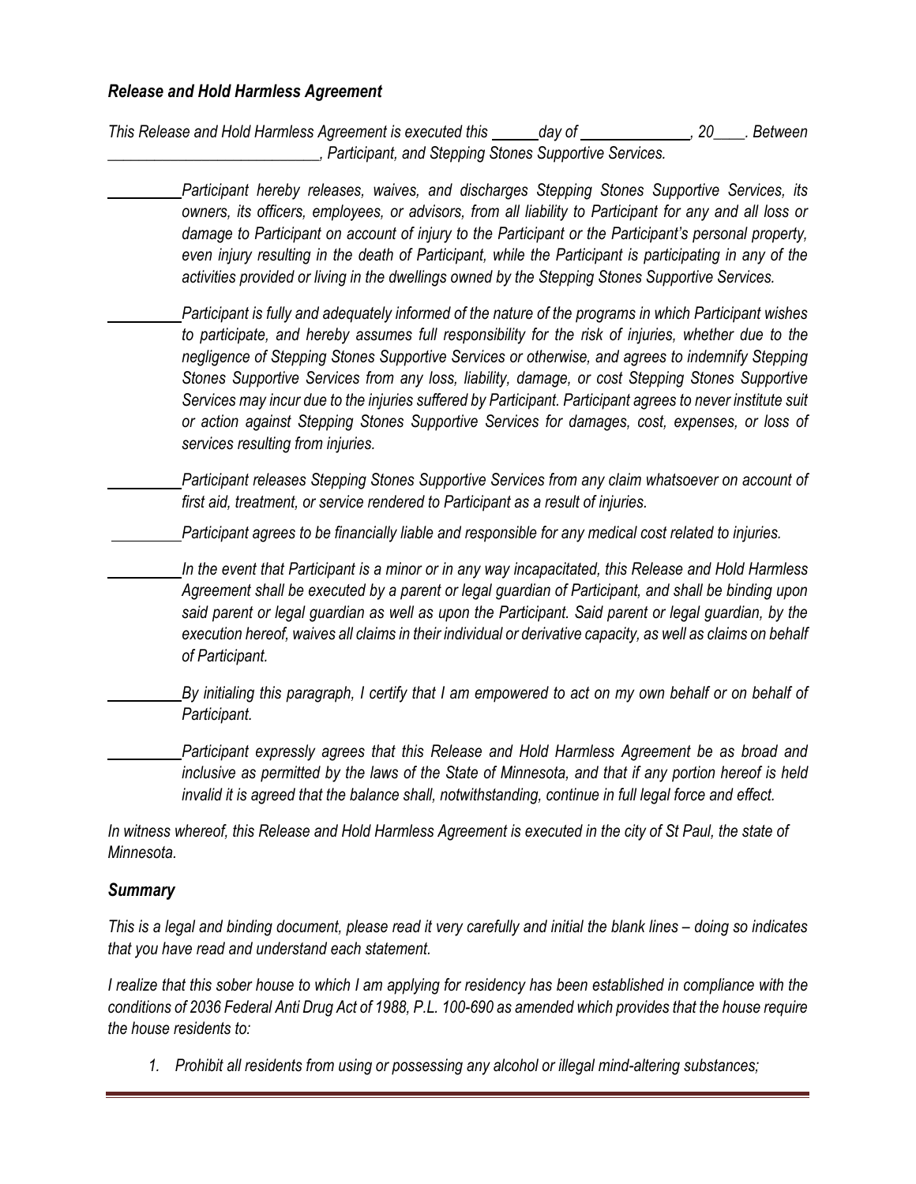### *Release and Hold Harmless Agreement*

*This Release and Hold Harmless Agreement is executed this ______day of ______________, 20____. Between ___________________________, Participant, and Stepping Stones Supportive Services.*

__________*Participant hereby releases, waives, and discharges Stepping Stones Supportive Services, its owners, its officers, employees, or advisors, from all liability to Participant for any and all loss or damage to Participant on account of injury to the Participant or the Participant's personal property, even injury resulting in the death of Participant, while the Participant is participating in any of the activities provided or living in the dwellings owned by the Stepping Stones Supportive Services.*

__________*Participant is fully and adequately informed of the nature of the programs in which Participant wishes to participate, and hereby assumes full responsibility for the risk of injuries, whether due to the negligence of Stepping Stones Supportive Services or otherwise, and agrees to indemnify Stepping Stones Supportive Services from any loss, liability, damage, or cost Stepping Stones Supportive Services may incur due to the injuries suffered by Participant. Participant agrees to never institute suit or action against Stepping Stones Supportive Services for damages, cost, expenses, or loss of services resulting from injuries.*

__________*Participant releases Stepping Stones Supportive Services from any claim whatsoever on account of first aid, treatment, or service rendered to Participant as a result of injuries.*

__________*Participant agrees to be financially liable and responsible for any medical cost related to injuries.*

__________*In the event that Participant is a minor or in any way incapacitated, this Release and Hold Harmless Agreement shall be executed by a parent or legal guardian of Participant, and shall be binding upon said parent or legal guardian as well as upon the Participant. Said parent or legal guardian, by the execution hereof, waives all claims in their individual or derivative capacity, as well as claims on behalf of Participant.*

__________*By initialing this paragraph, I certify that I am empowered to act on my own behalf or on behalf of Participant.*

__________*Participant expressly agrees that this Release and Hold Harmless Agreement be as broad and inclusive as permitted by the laws of the State of Minnesota, and that if any portion hereof is held invalid it is agreed that the balance shall, notwithstanding, continue in full legal force and effect.*

*In witness whereof, this Release and Hold Harmless Agreement is executed in the city of St Paul, the state of Minnesota.*

### *Summary*

*This is a legal and binding document, please read it very carefully and initial the blank lines – doing so indicates that you have read and understand each statement.*

*I realize that this sober house to which I am applying for residency has been established in compliance with the conditions of 2036 Federal Anti Drug Act of 1988, P.L. 100-690 as amended which provides that the house require the house residents to:*

1. *Prohibit all residents from using or possessing any alcohol or illegal mind-altering substances;*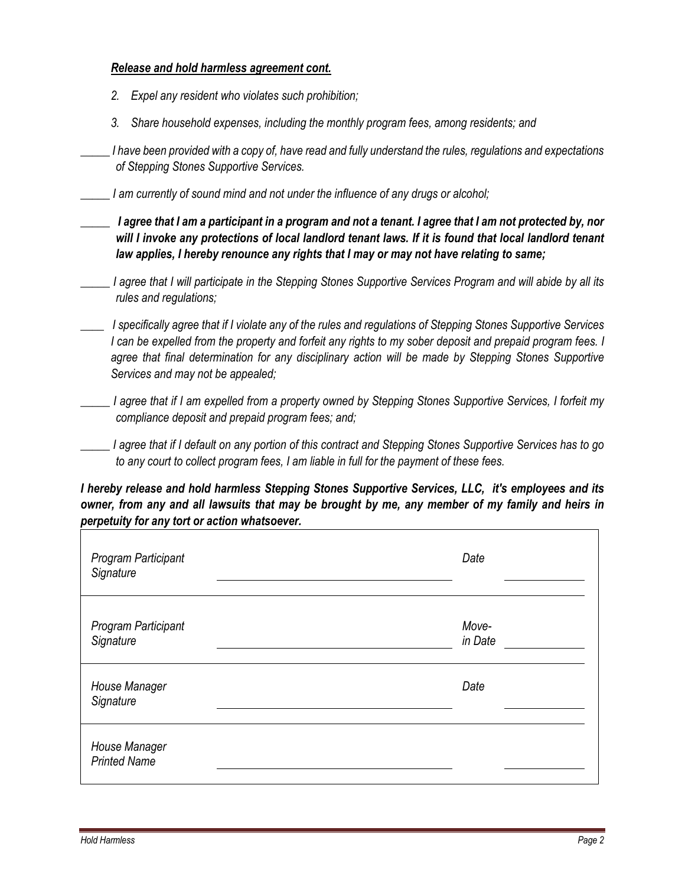***Release and hold harmless agreement cont.***

2. *Expel any resident who violates such prohibition;*
3. *Share household expenses, including the monthly program fees, among residents; and*

_____ *I have been provided with a copy of, have read and fully understand the rules, regulations and expectations of Stepping Stones Supportive Services.*

_____ *I am currently of sound mind and not under the influence of any drugs or alcohol;*

_____ ***I agree that I am a participant in a program and not a tenant. I agree that I am not protected by, nor will I invoke any protections of local landlord tenant laws. If it is found that local landlord tenant law applies, I hereby renounce any rights that I may or may not have relating to same;***

_____ *I agree that I will participate in the Stepping Stones Supportive Services Program and will abide by all its rules and regulations;*

____ *I specifically agree that if I violate any of the rules and regulations of Stepping Stones Supportive Services I can be expelled from the property and forfeit any rights to my sober deposit and prepaid program fees. I agree that final determination for any disciplinary action will be made by Stepping Stones Supportive Services and may not be appealed;*

_____ *I agree that if I am expelled from a property owned by Stepping Stones Supportive Services, I forfeit my compliance deposit and prepaid program fees; and;*

_____ *I agree that if I default on any portion of this contract and Stepping Stones Supportive Services has to go to any court to collect program fees, I am liable in full for the payment of these fees.*

***I hereby release and hold harmless Stepping Stones Supportive Services, LLC, it's employees and its owner, from any and all lawsuits that may be brought by me, any member of my family and heirs in perpetuity for any tort or action whatsoever.***

| | | | |
|---|---|---|---|
| *Program Participant Signature* | ______________________ | *Date* | __________ |
| *Program Participant Signature* | ______________________ | *Move-in Date* | __________ |
| *House Manager Signature* | ______________________ | *Date* | __________ |
| *House Manager Printed Name* | ______________________ | | __________ |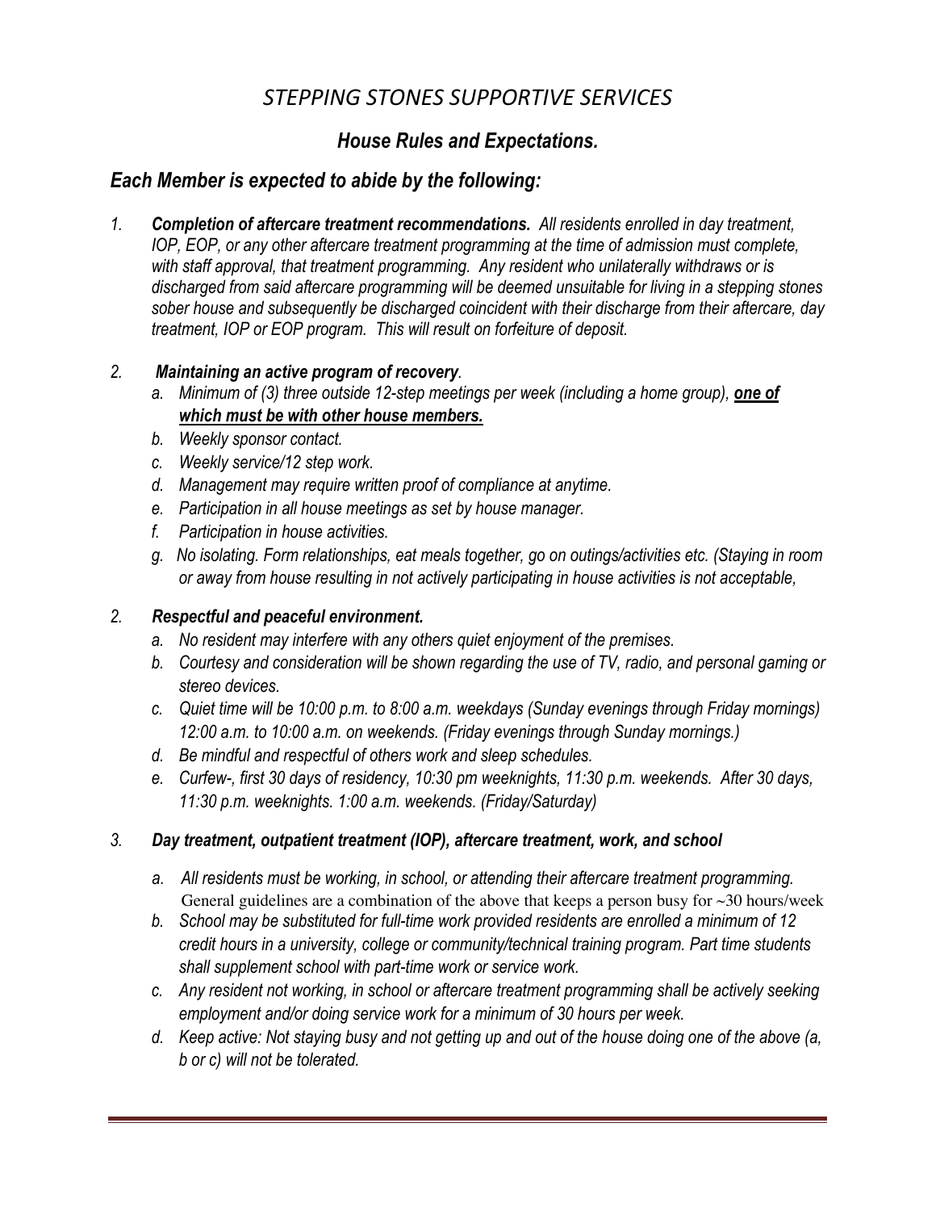# *STEPPING STONES SUPPORTIVE SERVICES*

## ***House Rules and Expectations.***

### ***Each Member is expected to abide by the following:***

1. ***Completion of aftercare treatment recommendations.*** *All residents enrolled in day treatment, IOP, EOP, or any other aftercare treatment programming at the time of admission must complete, with staff approval, that treatment programming. Any resident who unilaterally withdraws or is discharged from said aftercare programming will be deemed unsuitable for living in a stepping stones sober house and subsequently be discharged coincident with their discharge from their aftercare, day treatment, IOP or EOP program. This will result on forfeiture of deposit.*

2. ***Maintaining an active program of recovery**.*
   - a. *Minimum of (3) three outside 12-step meetings per week (including a home group), **<u>one of which must be with other house members.</u>***
   - b. *Weekly sponsor contact.*
   - c. *Weekly service/12 step work.*
   - d. *Management may require written proof of compliance at anytime.*
   - e. *Participation in all house meetings as set by house manager.*
   - f. *Participation in house activities.*
   - g. *No isolating. Form relationships, eat meals together, go on outings/activities etc. (Staying in room or away from house resulting in not actively participating in house activities is not acceptable,*

2. ***Respectful and peaceful environment.***
   - a. *No resident may interfere with any others quiet enjoyment of the premises.*
   - b. *Courtesy and consideration will be shown regarding the use of TV, radio, and personal gaming or stereo devices.*
   - c. *Quiet time will be 10:00 p.m. to 8:00 a.m. weekdays (Sunday evenings through Friday mornings) 12:00 a.m. to 10:00 a.m. on weekends. (Friday evenings through Sunday mornings.)*
   - d. *Be mindful and respectful of others work and sleep schedules.*
   - e. *Curfew-, first 30 days of residency, 10:30 pm weeknights, 11:30 p.m. weekends. After 30 days, 11:30 p.m. weeknights. 1:00 a.m. weekends. (Friday/Saturday)*

3. ***Day treatment, outpatient treatment (IOP), aftercare treatment, work, and school***
   - a. *All residents must be working, in school, or attending their aftercare treatment programming.* General guidelines are a combination of the above that keeps a person busy for ~30 hours/week
   - b. *School may be substituted for full-time work provided residents are enrolled a minimum of 12 credit hours in a university, college or community/technical training program. Part time students shall supplement school with part-time work or service work.*
   - c. *Any resident not working, in school or aftercare treatment programming shall be actively seeking employment and/or doing service work for a minimum of 30 hours per week.*
   - d. *Keep active: Not staying busy and not getting up and out of the house doing one of the above (a, b or c) will not be tolerated.*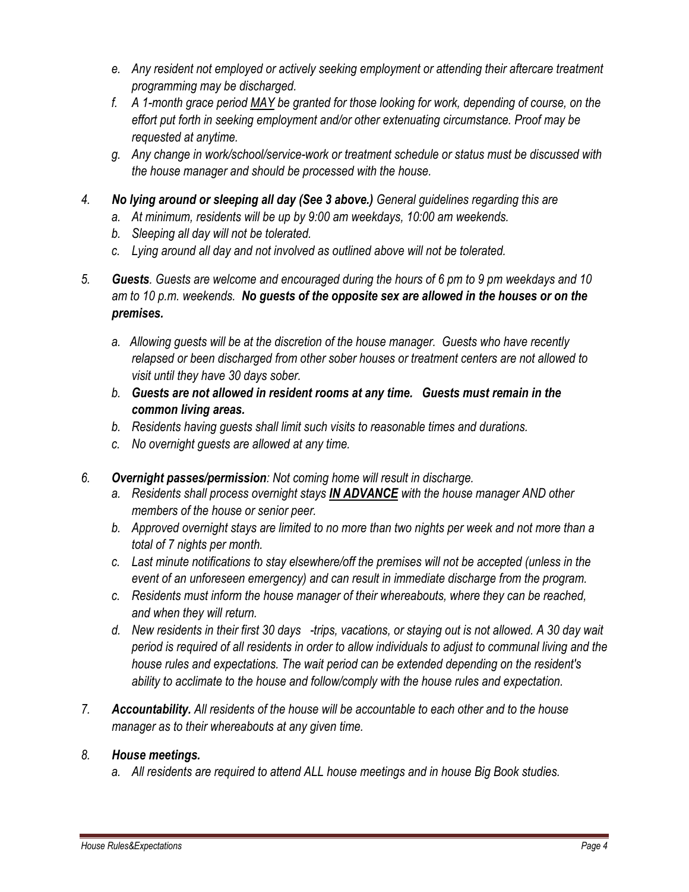*e. Any resident not employed or actively seeking employment or attending their aftercare treatment programming may be discharged.*

*f. A 1-month grace period <u>MAY</u> be granted for those looking for work, depending of course, on the effort put forth in seeking employment and/or other extenuating circumstance. Proof may be requested at anytime.*

*g. Any change in work/school/service-work or treatment schedule or status must be discussed with the house manager and should be processed with the house.*

*4. **No lying around or sleeping all day (See 3 above.)** General guidelines regarding this are*

*a. At minimum, residents will be up by 9:00 am weekdays, 10:00 am weekends.*

*b. Sleeping all day will not be tolerated.*

*c. Lying around all day and not involved as outlined above will not be tolerated.*

*5. **Guests**. Guests are welcome and encouraged during the hours of 6 pm to 9 pm weekdays and 10 am to 10 p.m. weekends. **No guests of the opposite sex are allowed in the houses or on the premises.***

*a. Allowing guests will be at the discretion of the house manager. Guests who have recently relapsed or been discharged from other sober houses or treatment centers are not allowed to visit until they have 30 days sober.*

*b. **Guests are not allowed in resident rooms at any time. Guests must remain in the common living areas.***

*b. Residents having guests shall limit such visits to reasonable times and durations.*

*c. No overnight guests are allowed at any time.*

*6. **Overnight passes/permission**: Not coming home will result in discharge.*

*a. Residents shall process overnight stays <u>**IN ADVANCE**</u> with the house manager AND other members of the house or senior peer.*

*b. Approved overnight stays are limited to no more than two nights per week and not more than a total of 7 nights per month.*

*c. Last minute notifications to stay elsewhere/off the premises will not be accepted (unless in the event of an unforeseen emergency) and can result in immediate discharge from the program.*

*c. Residents must inform the house manager of their whereabouts, where they can be reached, and when they will return.*

*d. New residents in their first 30 days -trips, vacations, or staying out is not allowed. A 30 day wait period is required of all residents in order to allow individuals to adjust to communal living and the house rules and expectations. The wait period can be extended depending on the resident's ability to acclimate to the house and follow/comply with the house rules and expectation.*

*7. **Accountability.** All residents of the house will be accountable to each other and to the house manager as to their whereabouts at any given time.*

*8. **House meetings.***

*a. All residents are required to attend ALL house meetings and in house Big Book studies.*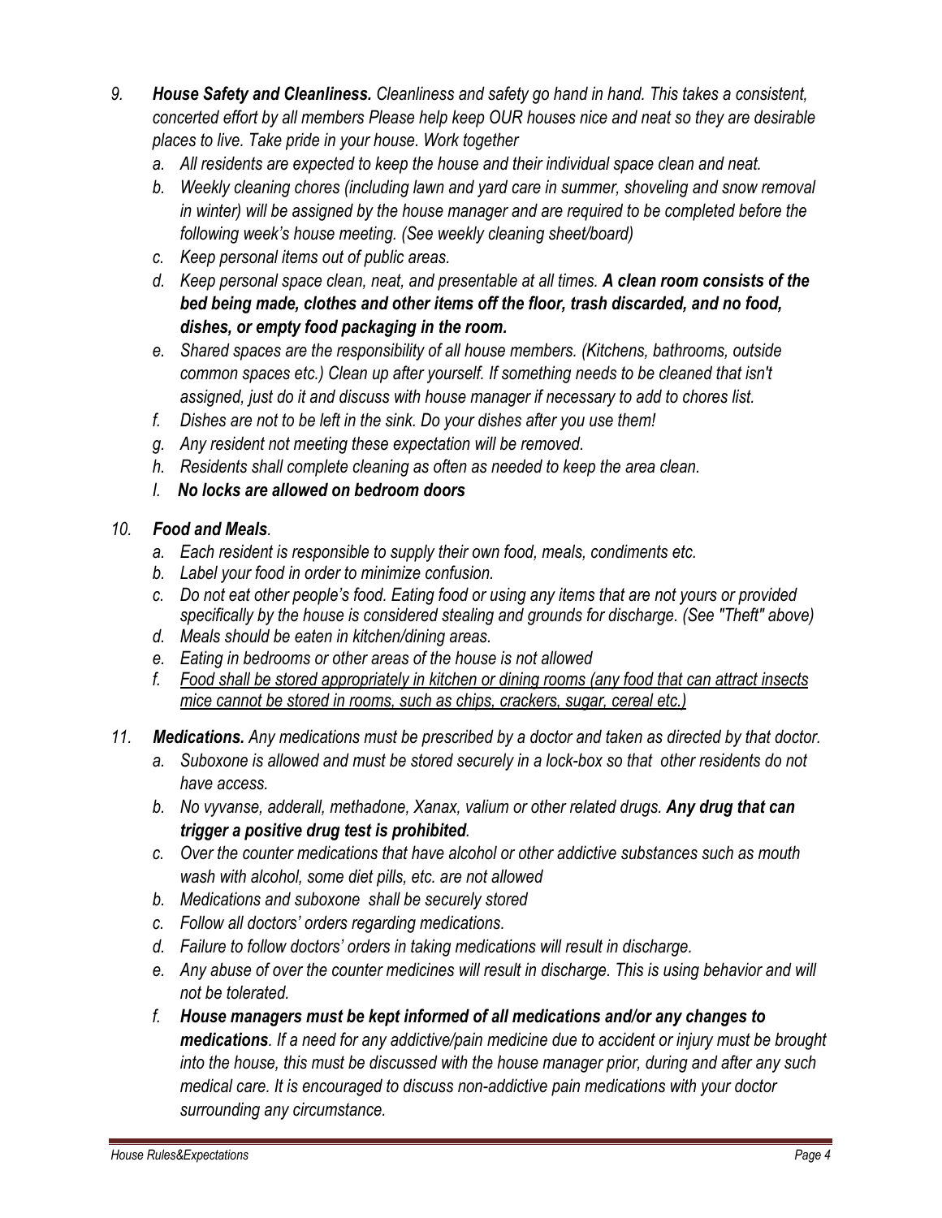9. ***House Safety and Cleanliness.*** *Cleanliness and safety go hand in hand. This takes a consistent, concerted effort by all members Please help keep OUR houses nice and neat so they are desirable places to live. Take pride in your house. Work together*
   a. *All residents are expected to keep the house and their individual space clean and neat.*
   b. *Weekly cleaning chores (including lawn and yard care in summer, shoveling and snow removal in winter) will be assigned by the house manager and are required to be completed before the following week's house meeting. (See weekly cleaning sheet/board)*
   c. *Keep personal items out of public areas.*
   d. *Keep personal space clean, neat, and presentable at all times.* ***A clean room consists of the bed being made, clothes and other items off the floor, trash discarded, and no food, dishes, or empty food packaging in the room.***
   e. *Shared spaces are the responsibility of all house members. (Kitchens, bathrooms, outside common spaces etc.) Clean up after yourself. If something needs to be cleaned that isn't assigned, just do it and discuss with house manager if necessary to add to chores list.*
   f. *Dishes are not to be left in the sink. Do your dishes after you use them!*
   g. *Any resident not meeting these expectation will be removed.*
   h. *Residents shall complete cleaning as often as needed to keep the area clean.*
   I. ***No locks are allowed on bedroom doors***

10. ***Food and Meals****.*
    a. *Each resident is responsible to supply their own food, meals, condiments etc.*
    b. *Label your food in order to minimize confusion.*
    c. *Do not eat other people's food. Eating food or using any items that are not yours or provided specifically by the house is considered stealing and grounds for discharge. (See "Theft" above)*
    d. *Meals should be eaten in kitchen/dining areas.*
    e. *Eating in bedrooms or other areas of the house is not allowed*
    f. <u>*Food shall be stored appropriately in kitchen or dining rooms (any food that can attract insects mice cannot be stored in rooms, such as chips, crackers, sugar, cereal etc.)*</u>

11. ***Medications.*** *Any medications must be prescribed by a doctor and taken as directed by that doctor.*
    a. *Suboxone is allowed and must be stored securely in a lock-box so that other residents do not have access.*
    b. *No vyvanse, adderall, methadone, Xanax, valium or other related drugs.* ***Any drug that can trigger a positive drug test is prohibited****.*
    c. *Over the counter medications that have alcohol or other addictive substances such as mouth wash with alcohol, some diet pills, etc. are not allowed*
    b. *Medications and suboxone shall be securely stored*
    c. *Follow all doctors' orders regarding medications.*
    d. *Failure to follow doctors' orders in taking medications will result in discharge.*
    e. *Any abuse of over the counter medicines will result in discharge. This is using behavior and will not be tolerated.*
    f. ***House managers must be kept informed of all medications and/or any changes to medications****. If a need for any addictive/pain medicine due to accident or injury must be brought into the house, this must be discussed with the house manager prior, during and after any such medical care. It is encouraged to discuss non-addictive pain medications with your doctor surrounding any circumstance.*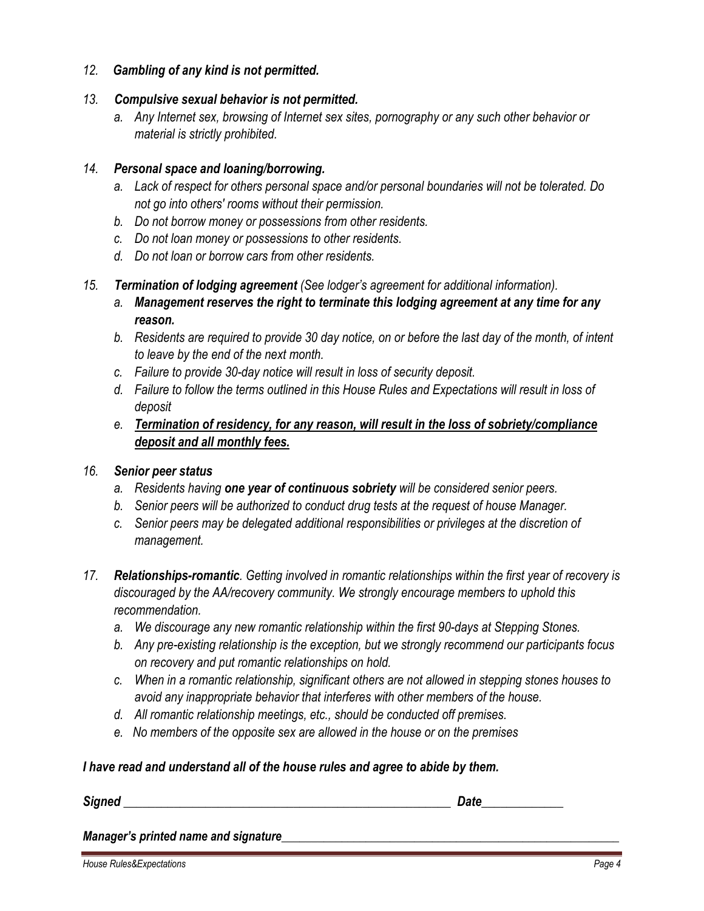12. ***Gambling of any kind is not permitted.***

13. ***Compulsive sexual behavior is not permitted.***
    a. *Any Internet sex, browsing of Internet sex sites, pornography or any such other behavior or material is strictly prohibited.*

14. ***Personal space and loaning/borrowing.***
    a. *Lack of respect for others personal space and/or personal boundaries will not be tolerated. Do not go into others' rooms without their permission.*
    b. *Do not borrow money or possessions from other residents.*
    c. *Do not loan money or possessions to other residents.*
    d. *Do not loan or borrow cars from other residents.*

15. ***Termination of lodging agreement*** *(See lodger's agreement for additional information).*
    a. ***Management reserves the right to terminate this lodging agreement at any time for any reason.***
    b. *Residents are required to provide 30 day notice, on or before the last day of the month, of intent to leave by the end of the next month.*
    c. *Failure to provide 30-day notice will result in loss of security deposit.*
    d. *Failure to follow the terms outlined in this House Rules and Expectations will result in loss of deposit*
    e. ***<u>Termination of residency, for any reason, will result in the loss of sobriety/compliance deposit and all monthly fees.</u>***

16. ***Senior peer status***
    a. *Residents having* ***one year of continuous sobriety*** *will be considered senior peers.*
    b. *Senior peers will be authorized to conduct drug tests at the request of house Manager.*
    c. *Senior peers may be delegated additional responsibilities or privileges at the discretion of management.*

17. ***Relationships-romantic****. Getting involved in romantic relationships within the first year of recovery is discouraged by the AA/recovery community. We strongly encourage members to uphold this recommendation.*
    a. *We discourage any new romantic relationship within the first 90-days at Stepping Stones.*
    b. *Any pre-existing relationship is the exception, but we strongly recommend our participants focus on recovery and put romantic relationships on hold.*
    c. *When in a romantic relationship, significant others are not allowed in stepping stones houses to avoid any inappropriate behavior that interferes with other members of the house.*
    d. *All romantic relationship meetings, etc., should be conducted off premises.*
    e. *No members of the opposite sex are allowed in the house or on the premises*

***I have read and understand all of the house rules and agree to abide by them.***

***Signed*** ______________________________________________________ ***Date*** _____________

***Manager's printed name and signature*** ________________________________________________________